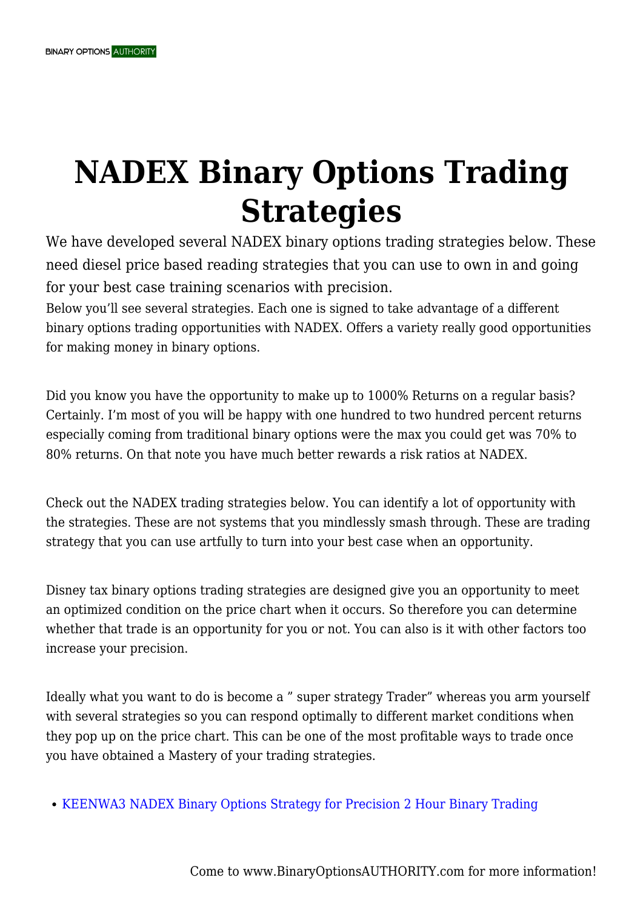# NADEX Binary Options Trading Strategies

We have developed several NADEX binary options trading strategies below. These need diesel price based reading strategies that you can use to own in and going for your best case training scenarios with precision.

Below you'll see several strategies. Each one is signed to take advantage of a different binary options trading opportunities with NADEX. Offers a variety really good opportunities for making money in binary options.

Did you know you have the opportunity to make up to 1000% Returns on a regular basis? Certainly. I'm most of you will be happy with one hundred to two hundred percent returns especially coming from traditional binary options were the max you could get was 70% to 80% returns. On that note you have much better rewards a risk ratios at NADEX.

Check out the NADEX trading strategies below. You can identify a lot of opportunity with the strategies. These are not systems that you mindlessly smash through. These are trading strategy that you can use artfully to turn into your best case when an opportunity.

Disney tax binary options trading strategies are designed give you an opportunity to meet an optimized condition on the price chart when it occurs. So therefore you can determine whether that trade is an opportunity for you or not. You can also is it with other factors too increase your precision.

Ideally what you want to do is become a " super strategy Trader" whereas you arm yourself with several strategies so you can respond optimally to different market conditions when they pop up on the price chart. This can be one of the most profitable ways to trade once you have obtained a Mastery of your trading strategies.

- KEENWA3 NADEX Binary Options Strategy for Precision 2 Hour Binary Trading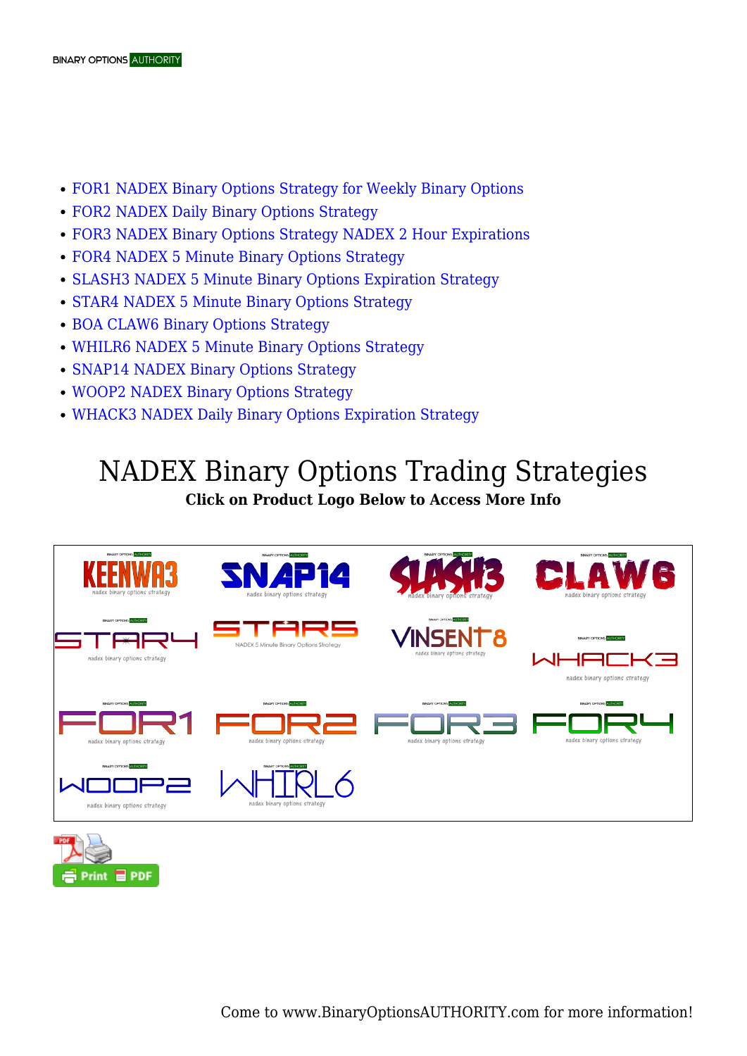- FOR1 NADEX Binary Options Strategy for Weekly Binary Options
- FOR2 NADEX Daily Binary Options Strategy
- FOR3 NADEX Binary Options Strategy NADEX 2 Hour Expirations
- FOR4 NADEX 5 Minute Binary Options Strategy
- SLASH3 NADEX 5 Minute Binary Options Expiration Strategy
- STAR4 NADEX 5 Minute Binary Options Strategy
- BOA CLAW6 Binary Options Strategy
- WHILR6 NADEX 5 Minute Binary Options Strategy
- SNAP14 NADEX Binary Options Strategy
- WOOP2 NADEX Binary Options Strategy
- WHACK3 NADEX Daily Binary Options Expiration Strategy

# NADEX Binary Options Trading Strategies

**Click on Product Logo Below to Access More Info**

Come to www.BinaryOptionsAUTHORITY.com for more information!